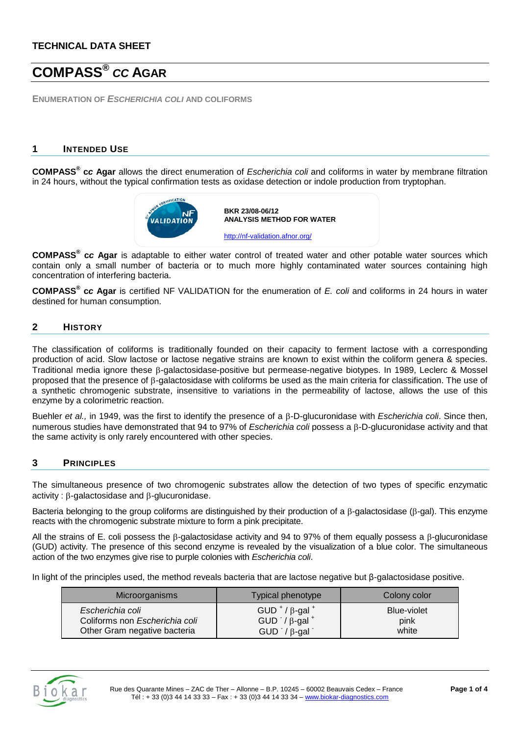**TECHNICAL DATA SHEET**

# COMPASS® *cc* AGAR

ENUMERATION OF *ESCHERICHIA COLI* AND COLIFORMS

## 1 INTENDED USE

**COMPASS® *cc* Agar** allows the direct enumeration of *Escherichia coli* and coliforms in water by membrane filtration in 24 hours, without the typical confirmation tests as oxidase detection or indole production from tryptophan.

**BKR 23/08-06/12**
**ANALYSIS METHOD FOR WATER**

http://nf-validation.afnor.org/

**COMPASS® *cc* Agar** is adaptable to either water control of treated water and other potable water sources which contain only a small number of bacteria or to much more highly contaminated water sources containing high concentration of interfering bacteria.

**COMPASS® *cc* Agar** is certified NF VALIDATION for the enumeration of *E. coli* and coliforms in 24 hours in water destined for human consumption.

## 2 HISTORY

The classification of coliforms is traditionally founded on their capacity to ferment lactose with a corresponding production of acid. Slow lactose or lactose negative strains are known to exist within the coliform genera & species. Traditional media ignore these β-galactosidase-positive but permease-negative biotypes. In 1989, Leclerc & Mossel proposed that the presence of β-galactosidase with coliforms be used as the main criteria for classification. The use of a synthetic chromogenic substrate, insensitive to variations in the permeability of lactose, allows the use of this enzyme by a colorimetric reaction.

Buehler *et al.,* in 1949, was the first to identify the presence of a β-D-glucuronidase with *Escherichia coli*. Since then, numerous studies have demonstrated that 94 to 97% of *Escherichia coli* possess a β-D-glucuronidase activity and that the same activity is only rarely encountered with other species.

## 3 PRINCIPLES

The simultaneous presence of two chromogenic substrates allow the detection of two types of specific enzymatic activity : β-galactosidase and β-glucuronidase.

Bacteria belonging to the group coliforms are distinguished by their production of a β-galactosidase (β-gal). This enzyme reacts with the chromogenic substrate mixture to form a pink precipitate.

All the strains of E. coli possess the β-galactosidase activity and 94 to 97% of them equally possess a β-glucuronidase (GUD) activity. The presence of this second enzyme is revealed by the visualization of a blue color. The simultaneous action of the two enzymes give rise to purple colonies with *Escherichia coli*.

In light of the principles used, the method reveals bacteria that are lactose negative but β-galactosidase positive.

| Microorganisms | Typical phenotype | Colony color |
|---|---|---|
| *Escherichia coli* | $GUD^{+}$ / β-$gal^{+}$ | Blue-violet |
| Coliforms non *Escherichia coli* | $GUD^{-}$ / β-$gal^{+}$ | pink |
| Other Gram negative bacteria | $GUD^{-}$ / β-$gal^{-}$ | white |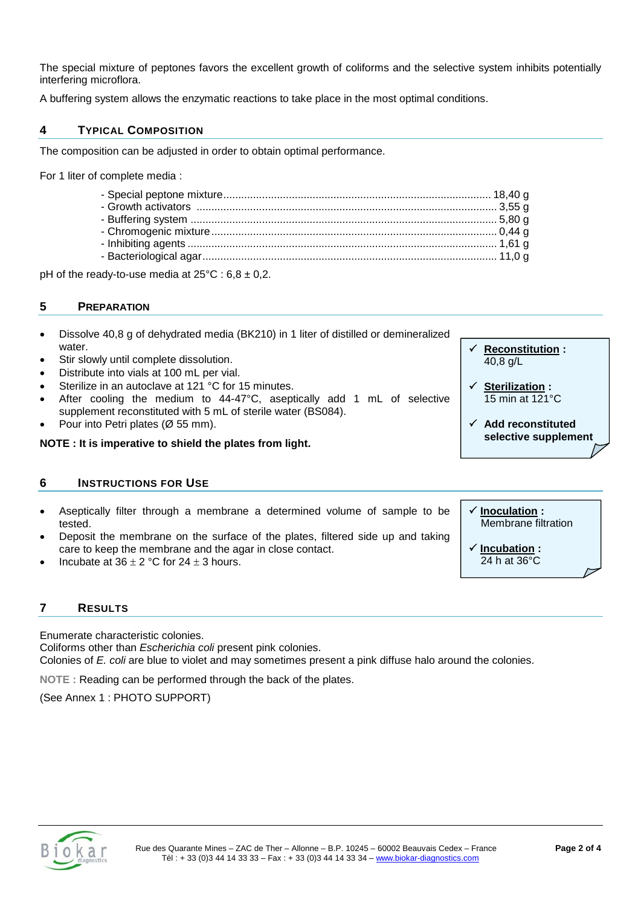The special mixture of peptones favors the excellent growth of coliforms and the selective system inhibits potentially interfering microflora.

A buffering system allows the enzymatic reactions to take place in the most optimal conditions.

## 4 TYPICAL COMPOSITION

The composition can be adjusted in order to obtain optimal performance.

For 1 liter of complete media :

- Special peptone mixture........................................................................................ 18,40 g
- Growth activators .................................................................................................. 3,55 g
- Buffering system .................................................................................................... 5,80 g
- Chromogenic mixture.............................................................................................. 0,44 g
- Inhibiting agents ..................................................................................................... 1,61 g
- Bacteriological agar................................................................................................. 11,0 g

pH of the ready-to-use media at 25°C : 6,8 ± 0,2.

## 5 PREPARATION

- Dissolve 40,8 g of dehydrated media (BK210) in 1 liter of distilled or demineralized water.
- Stir slowly until complete dissolution.
- Distribute into vials at 100 mL per vial.
- Sterilize in an autoclave at 121 °C for 15 minutes.
- After cooling the medium to 44-47°C, aseptically add 1 mL of selective supplement reconstituted with 5 mL of sterile water (BS084).
- Pour into Petri plates (Ø 55 mm).

**NOTE : It is imperative to shield the plates from light.**

> ✓ **Reconstitution :** 40,8 g/L
>
> ✓ **Sterilization :** 15 min at 121°C
>
> ✓ **Add reconstituted selective supplement**

## 6 INSTRUCTIONS FOR USE

- Aseptically filter through a membrane a determined volume of sample to be tested.
- Deposit the membrane on the surface of the plates, filtered side up and taking care to keep the membrane and the agar in close contact.
- Incubate at 36 ± 2 °C for 24 ± 3 hours.

> ✓ **Inoculation :** Membrane filtration
>
> ✓ **Incubation :** 24 h at 36°C

## 7 RESULTS

Enumerate characteristic colonies.
Coliforms other than *Escherichia coli* present pink colonies.
Colonies of *E. coli* are blue to violet and may sometimes present a pink diffuse halo around the colonies.

NOTE : Reading can be performed through the back of the plates.

(See Annex 1 : PHOTO SUPPORT)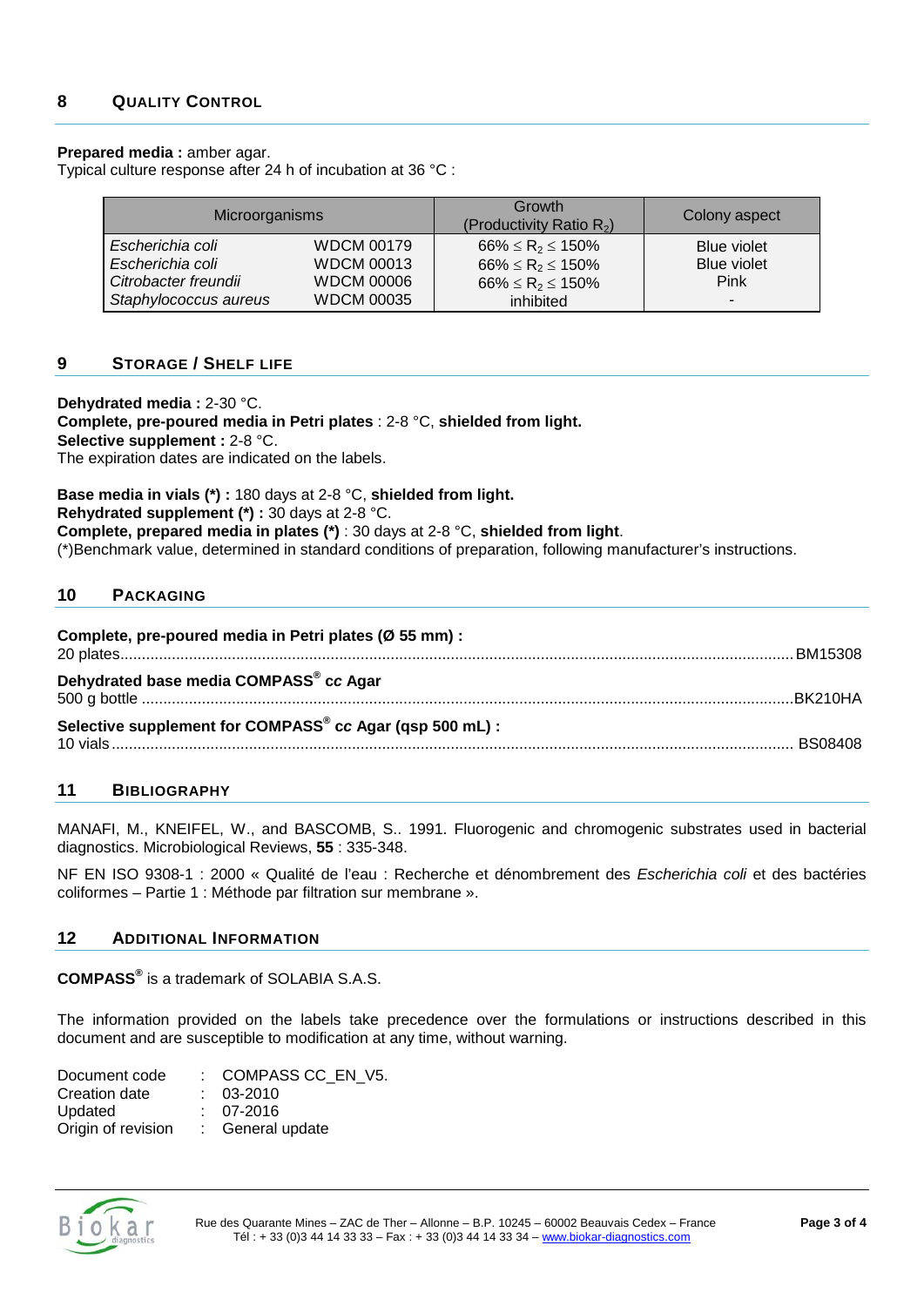## 8 QUALITY CONTROL

**Prepared media :** amber agar.
Typical culture response after 24 h of incubation at 36 °C :

| Microorganisms | | Growth (Productivity Ratio $R_2$) | Colony aspect |
|---|---|---|---|
| *Escherichia coli* | WDCM 00179 | $66\% \leq R_2 \leq 150\%$ | Blue violet |
| *Escherichia coli* | WDCM 00013 | $66\% \leq R_2 \leq 150\%$ | Blue violet |
| *Citrobacter freundii* | WDCM 00006 | $66\% \leq R_2 \leq 150\%$ | Pink |
| *Staphylococcus aureus* | WDCM 00035 | inhibited | - |

## 9 STORAGE / SHELF LIFE

**Dehydrated media :** 2-30 °C.
**Complete, pre-poured media in Petri plates** : 2-8 °C, **shielded from light.**
**Selective supplement :** 2-8 °C.
The expiration dates are indicated on the labels.

**Base media in vials (*) :** 180 days at 2-8 °C, **shielded from light.**
**Rehydrated supplement (*) :** 30 days at 2-8 °C.
**Complete, prepared media in plates (*)** : 30 days at 2-8 °C, **shielded from light**.
(*)Benchmark value, determined in standard conditions of preparation, following manufacturer's instructions.

## 10 PACKAGING

**Complete, pre-poured media in Petri plates (Ø 55 mm) :**
20 plates.......................................................................................................BM15308

**Dehydrated base media COMPASS® *cc* Agar**
500 g bottle ....................................................................................................BK210HA

**Selective supplement for COMPASS® *cc* Agar (qsp 500 mL) :**
10 vials.........................................................................................................BS08408

## 11 BIBLIOGRAPHY

MANAFI, M., KNEIFEL, W., and BASCOMB, S.. 1991. Fluorogenic and chromogenic substrates used in bacterial diagnostics. Microbiological Reviews, **55** : 335-348.

NF EN ISO 9308-1 : 2000 « Qualité de l'eau : Recherche et dénombrement des *Escherichia coli* et des bactéries coliformes – Partie 1 : Méthode par filtration sur membrane ».

## 12 ADDITIONAL INFORMATION

**COMPASS®** is a trademark of SOLABIA S.A.S.

The information provided on the labels take precedence over the formulations or instructions described in this document and are susceptible to modification at any time, without warning.

Document code : COMPASS CC_EN_V5.
Creation date : 03-2010
Updated : 07-2016
Origin of revision : General update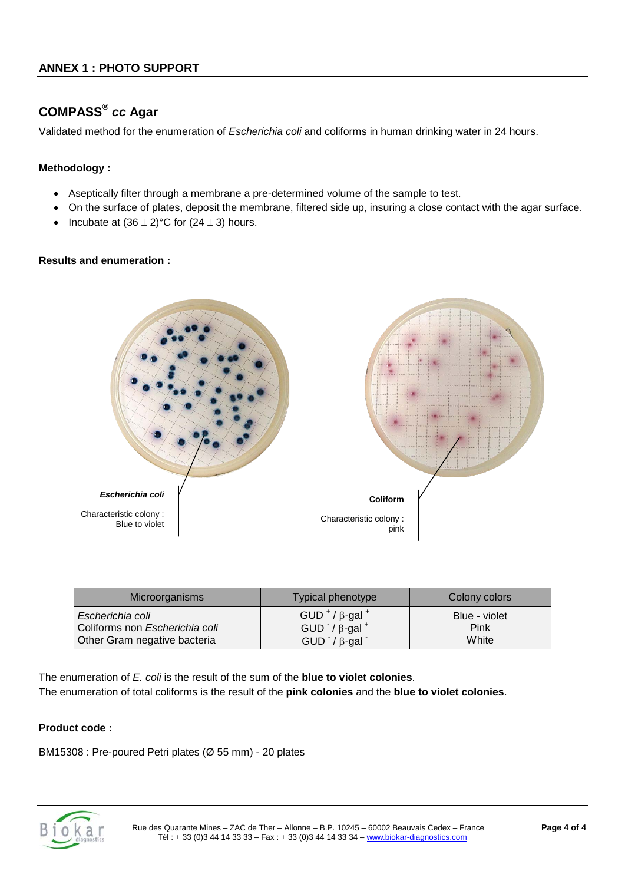## ANNEX 1 : PHOTO SUPPORT

## COMPASS® *cc* Agar

Validated method for the enumeration of *Escherichia coli* and coliforms in human drinking water in 24 hours.

### Methodology :

- Aseptically filter through a membrane a pre-determined volume of the sample to test.
- On the surface of plates, deposit the membrane, filtered side up, insuring a close contact with the agar surface.
- Incubate at $(36 \pm 2)$°C for $(24 \pm 3)$ hours.

### Results and enumeration :

***Escherichia coli***

Characteristic colony :
Blue to violet

**Coliform**

Characteristic colony :
pink

| Microorganisms | Typical phenotype | Colony colors |
|---|---|---|
| *Escherichia coli* | GUD $^{+}$ / β-gal $^{+}$ | Blue - violet |
| Coliforms non *Escherichia coli* | GUD $^{-}$ / β-gal $^{+}$ | Pink |
| Other Gram negative bacteria | GUD $^{-}$ / β-gal $^{-}$ | White |

The enumeration of *E. coli* is the result of the sum of the **blue to violet colonies**.
The enumeration of total coliforms is the result of the **pink colonies** and the **blue to violet colonies**.

### Product code :

BM15308 : Pre-poured Petri plates (Ø 55 mm) - 20 plates

Rue des Quarante Mines – ZAC de Ther – Allonne – B.P. 10245 – 60002 Beauvais Cedex – France
Tél : + 33 (0)3 44 14 33 33 – Fax : + 33 (0)3 44 14 33 34 – www.biokar-diagnostics.com